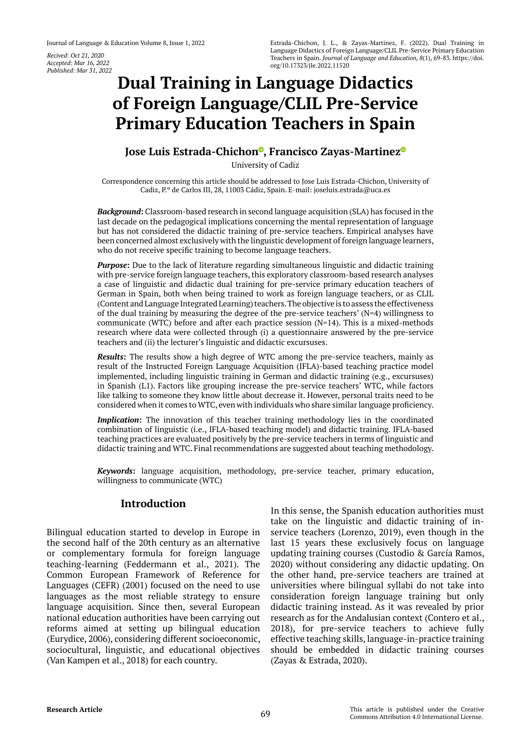Received: Oct 21, 2020
Accepted: Mar 16, 2022
Published: Mar 31, 2022

Estrada-Chichon, J. L., & Zayas-Martinez, F. (2022). Dual Training in Language Didactics of Foreign Language/CLIL Pre-Service Primary Education Teachers in Spain. *Journal of Language and Education, 8*(1), 69-83. https://doi.org/10.17323/jle.2022.11520

# Dual Training in Language Didactics of Foreign Language/CLIL Pre-Service Primary Education Teachers in Spain

**Jose Luis Estrada-Chichon, Francisco Zayas-Martinez**

University of Cadiz

Correspondence concerning this article should be addressed to Jose Luis Estrada-Chichon, University of Cadiz, P.º de Carlos III, 28, 11003 Cádiz, Spain. E-mail: joseluis.estrada@uca.es

***Background*:** Classroom-based research in second language acquisition (SLA) has focused in the last decade on the pedagogical implications concerning the mental representation of language but has not considered the didactic training of pre-service teachers. Empirical analyses have been concerned almost exclusively with the linguistic development of foreign language learners, who do not receive specific training to become language teachers.

***Purpose*:** Due to the lack of literature regarding simultaneous linguistic and didactic training with pre-service foreign language teachers, this exploratory classroom-based research analyses a case of linguistic and didactic dual training for pre-service primary education teachers of German in Spain, both when being trained to work as foreign language teachers, or as CLIL (Content and Language Integrated Learning) teachers. The objective is to assess the effectiveness of the dual training by measuring the degree of the pre-service teachers' (N=4) willingness to communicate (WTC) before and after each practice session (N=14). This is a mixed-methods research where data were collected through (i) a questionnaire answered by the pre-service teachers and (ii) the lecturer's linguistic and didactic excursuses.

***Results*:** The results show a high degree of WTC among the pre-service teachers, mainly as result of the Instructed Foreign Language Acquisition (IFLA)-based teaching practice model implemented, including linguistic training in German and didactic training (e.g., excursuses) in Spanish (L1). Factors like grouping increase the pre-service teachers' WTC, while factors like talking to someone they know little about decrease it. However, personal traits need to be considered when it comes to WTC, even with individuals who share similar language proficiency.

***Implication*:** The innovation of this teacher training methodology lies in the coordinated combination of linguistic (i.e., IFLA-based teaching model) and didactic training. IFLA-based teaching practices are evaluated positively by the pre-service teachers in terms of linguistic and didactic training and WTC. Final recommendations are suggested about teaching methodology.

***Keywords*:** language acquisition, methodology, pre-service teacher, primary education, willingness to communicate (WTC)

## Introduction

Bilingual education started to develop in Europe in the second half of the 20th century as an alternative or complementary formula for foreign language teaching-learning (Feddermann et al., 2021). The Common European Framework of Reference for Languages (CEFR) (2001) focused on the need to use languages as the most reliable strategy to ensure language acquisition. Since then, several European national education authorities have been carrying out reforms aimed at setting up bilingual education (Eurydice, 2006), considering different socioeconomic, sociocultural, linguistic, and educational objectives (Van Kampen et al., 2018) for each country.

In this sense, the Spanish education authorities must take on the linguistic and didactic training of in-service teachers (Lorenzo, 2019), even though in the last 15 years these exclusively focus on language updating training courses (Custodio & García Ramos, 2020) without considering any didactic updating. On the other hand, pre-service teachers are trained at universities where bilingual syllabi do not take into consideration foreign language training but only didactic training instead. As it was revealed by prior research as for the Andalusian context (Contero et al., 2018), for pre-service teachers to achieve fully effective teaching skills, language-in-practice training should be embedded in didactic training courses (Zayas & Estrada, 2020).

Research Article

This article is published under the Creative Commons Attribution 4.0 International License.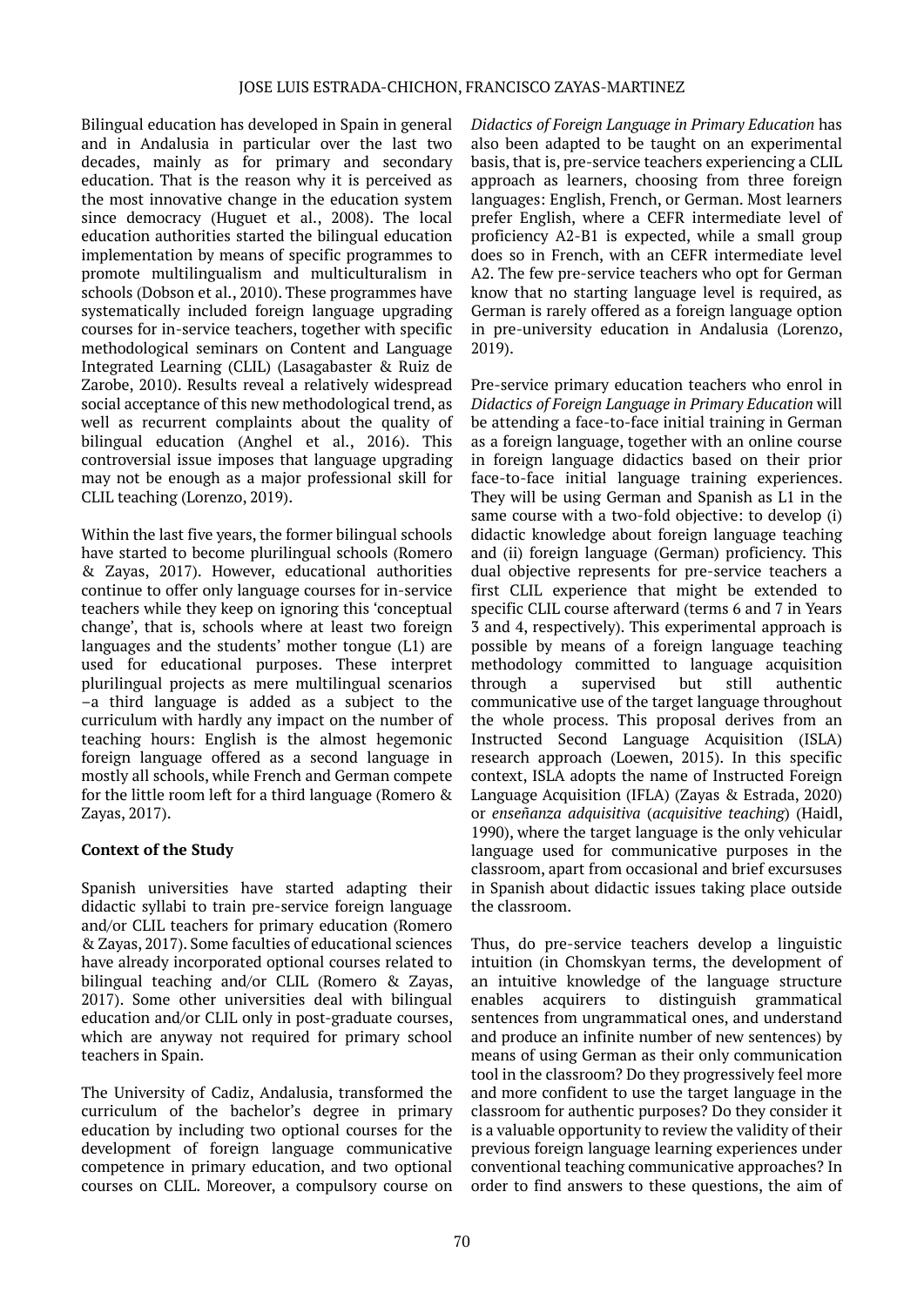Bilingual education has developed in Spain in general and in Andalusia in particular over the last two decades, mainly as for primary and secondary education. That is the reason why it is perceived as the most innovative change in the education system since democracy (Huguet et al., 2008). The local education authorities started the bilingual education implementation by means of specific programmes to promote multilingualism and multiculturalism in schools (Dobson et al., 2010). These programmes have systematically included foreign language upgrading courses for in-service teachers, together with specific methodological seminars on Content and Language Integrated Learning (CLIL) (Lasagabaster & Ruiz de Zarobe, 2010). Results reveal a relatively widespread social acceptance of this new methodological trend, as well as recurrent complaints about the quality of bilingual education (Anghel et al., 2016). This controversial issue imposes that language upgrading may not be enough as a major professional skill for CLIL teaching (Lorenzo, 2019).

Within the last five years, the former bilingual schools have started to become plurilingual schools (Romero & Zayas, 2017). However, educational authorities continue to offer only language courses for in-service teachers while they keep on ignoring this 'conceptual change', that is, schools where at least two foreign languages and the students' mother tongue (L1) are used for educational purposes. These interpret plurilingual projects as mere multilingual scenarios –a third language is added as a subject to the curriculum with hardly any impact on the number of teaching hours: English is the almost hegemonic foreign language offered as a second language in mostly all schools, while French and German compete for the little room left for a third language (Romero & Zayas, 2017).

**Context of the Study**

Spanish universities have started adapting their didactic syllabi to train pre-service foreign language and/or CLIL teachers for primary education (Romero & Zayas, 2017). Some faculties of educational sciences have already incorporated optional courses related to bilingual teaching and/or CLIL (Romero & Zayas, 2017). Some other universities deal with bilingual education and/or CLIL only in post-graduate courses, which are anyway not required for primary school teachers in Spain.

The University of Cadiz, Andalusia, transformed the curriculum of the bachelor's degree in primary education by including two optional courses for the development of foreign language communicative competence in primary education, and two optional courses on CLIL. Moreover, a compulsory course on *Didactics of Foreign Language in Primary Education* has also been adapted to be taught on an experimental basis, that is, pre-service teachers experiencing a CLIL approach as learners, choosing from three foreign languages: English, French, or German. Most learners prefer English, where a CEFR intermediate level of proficiency A2-B1 is expected, while a small group does so in French, with an CEFR intermediate level A2. The few pre-service teachers who opt for German know that no starting language level is required, as German is rarely offered as a foreign language option in pre-university education in Andalusia (Lorenzo, 2019).

Pre-service primary education teachers who enrol in *Didactics of Foreign Language in Primary Education* will be attending a face-to-face initial training in German as a foreign language, together with an online course in foreign language didactics based on their prior face-to-face initial language training experiences. They will be using German and Spanish as L1 in the same course with a two-fold objective: to develop (i) didactic knowledge about foreign language teaching and (ii) foreign language (German) proficiency. This dual objective represents for pre-service teachers a first CLIL experience that might be extended to specific CLIL course afterward (terms 6 and 7 in Years 3 and 4, respectively). This experimental approach is possible by means of a foreign language teaching methodology committed to language acquisition through a supervised but still authentic communicative use of the target language throughout the whole process. This proposal derives from an Instructed Second Language Acquisition (ISLA) research approach (Loewen, 2015). In this specific context, ISLA adopts the name of Instructed Foreign Language Acquisition (IFLA) (Zayas & Estrada, 2020) or *enseñanza adquisitiva* (*acquisitive teaching*) (Haidl, 1990), where the target language is the only vehicular language used for communicative purposes in the classroom, apart from occasional and brief excursuses in Spanish about didactic issues taking place outside the classroom.

Thus, do pre-service teachers develop a linguistic intuition (in Chomskyan terms, the development of an intuitive knowledge of the language structure enables acquirers to distinguish grammatical sentences from ungrammatical ones, and understand and produce an infinite number of new sentences) by means of using German as their only communication tool in the classroom? Do they progressively feel more and more confident to use the target language in the classroom for authentic purposes? Do they consider it is a valuable opportunity to review the validity of their previous foreign language learning experiences under conventional teaching communicative approaches? In order to find answers to these questions, the aim of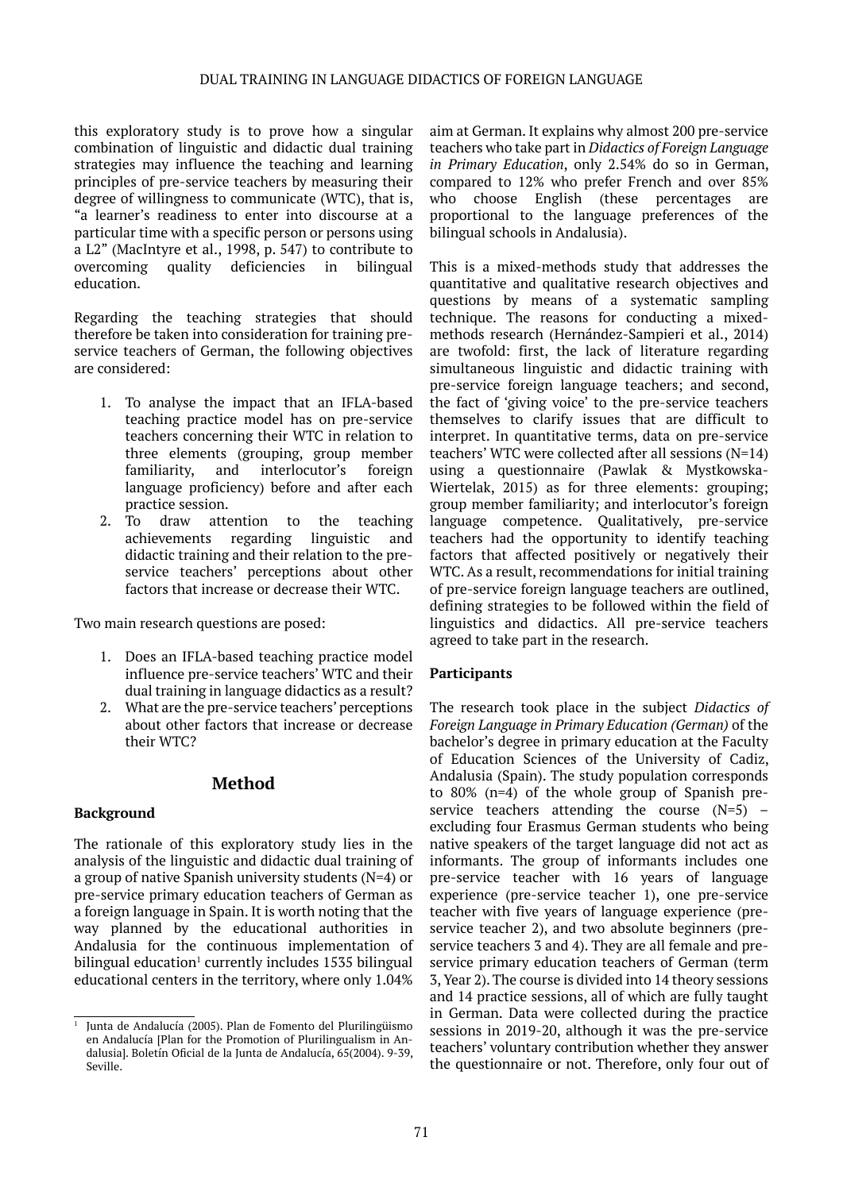this exploratory study is to prove how a singular combination of linguistic and didactic dual training strategies may influence the teaching and learning principles of pre-service teachers by measuring their degree of willingness to communicate (WTC), that is, "a learner's readiness to enter into discourse at a particular time with a specific person or persons using a L2" (MacIntyre et al., 1998, p. 547) to contribute to overcoming quality deficiencies in bilingual education.

Regarding the teaching strategies that should therefore be taken into consideration for training pre-service teachers of German, the following objectives are considered:

1. To analyse the impact that an IFLA-based teaching practice model has on pre-service teachers concerning their WTC in relation to three elements (grouping, group member familiarity, and interlocutor's foreign language proficiency) before and after each practice session.
2. To draw attention to the teaching achievements regarding linguistic and didactic training and their relation to the pre-service teachers' perceptions about other factors that increase or decrease their WTC.

Two main research questions are posed:

1. Does an IFLA-based teaching practice model influence pre-service teachers' WTC and their dual training in language didactics as a result?
2. What are the pre-service teachers' perceptions about other factors that increase or decrease their WTC?

## Method

### Background

The rationale of this exploratory study lies in the analysis of the linguistic and didactic dual training of a group of native Spanish university students (N=4) or pre-service primary education teachers of German as a foreign language in Spain. It is worth noting that the way planned by the educational authorities in Andalusia for the continuous implementation of bilingual education[1] currently includes 1535 bilingual educational centers in the territory, where only 1.04% aim at German. It explains why almost 200 pre-service teachers who take part in *Didactics of Foreign Language in Primary Education*, only 2.54% do so in German, compared to 12% who prefer French and over 85% who choose English (these percentages are proportional to the language preferences of the bilingual schools in Andalusia).

This is a mixed-methods study that addresses the quantitative and qualitative research objectives and questions by means of a systematic sampling technique. The reasons for conducting a mixed-methods research (Hernández-Sampieri et al., 2014) are twofold: first, the lack of literature regarding simultaneous linguistic and didactic training with pre-service foreign language teachers; and second, the fact of 'giving voice' to the pre-service teachers themselves to clarify issues that are difficult to interpret. In quantitative terms, data on pre-service teachers' WTC were collected after all sessions (N=14) using a questionnaire (Pawlak & Mystkowska-Wiertelak, 2015) as for three elements: grouping; group member familiarity; and interlocutor's foreign language competence. Qualitatively, pre-service teachers had the opportunity to identify teaching factors that affected positively or negatively their WTC. As a result, recommendations for initial training of pre-service foreign language teachers are outlined, defining strategies to be followed within the field of linguistics and didactics. All pre-service teachers agreed to take part in the research.

### Participants

The research took place in the subject *Didactics of Foreign Language in Primary Education (German)* of the bachelor's degree in primary education at the Faculty of Education Sciences of the University of Cadiz, Andalusia (Spain). The study population corresponds to 80% (n=4) of the whole group of Spanish pre-service teachers attending the course (N=5) – excluding four Erasmus German students who being native speakers of the target language did not act as informants. The group of informants includes one pre-service teacher with 16 years of language experience (pre-service teacher 1), one pre-service teacher with five years of language experience (pre-service teacher 2), and two absolute beginners (pre-service teachers 3 and 4). They are all female and pre-service primary education teachers of German (term 3, Year 2). The course is divided into 14 theory sessions and 14 practice sessions, all of which are fully taught in German. Data were collected during the practice sessions in 2019-20, although it was the pre-service teachers' voluntary contribution whether they answer the questionnaire or not. Therefore, only four out of

[1] Junta de Andalucía (2005). Plan de Fomento del Plurilingüismo en Andalucía [Plan for the Promotion of Plurilingualism in Andalusia]. Boletín Oficial de la Junta de Andalucía, 65(2004). 9-39, Seville.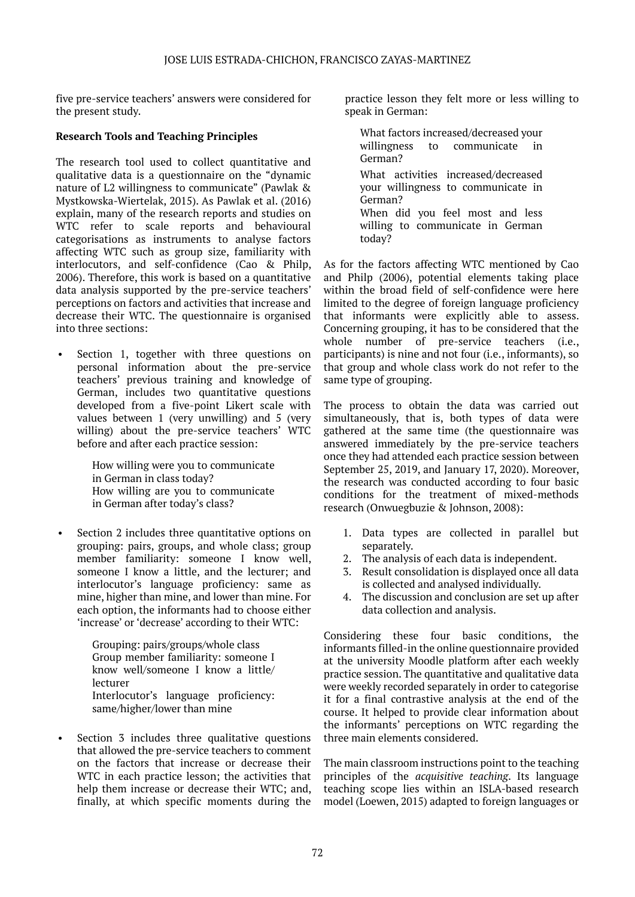five pre-service teachers' answers were considered for the present study.

**Research Tools and Teaching Principles**

The research tool used to collect quantitative and qualitative data is a questionnaire on the "dynamic nature of L2 willingness to communicate" (Pawlak & Mystkowska-Wiertelak, 2015). As Pawlak et al. (2016) explain, many of the research reports and studies on WTC refer to scale reports and behavioural categorisations as instruments to analyse factors affecting WTC such as group size, familiarity with interlocutors, and self-confidence (Cao & Philp, 2006). Therefore, this work is based on a quantitative data analysis supported by the pre-service teachers' perceptions on factors and activities that increase and decrease their WTC. The questionnaire is organised into three sections:

- Section 1, together with three questions on personal information about the pre-service teachers' previous training and knowledge of German, includes two quantitative questions developed from a five-point Likert scale with values between 1 (very unwilling) and 5 (very willing) about the pre-service teachers' WTC before and after each practice session:

  > How willing were you to communicate in German in class today?
  > How willing are you to communicate in German after today's class?

- Section 2 includes three quantitative options on grouping: pairs, groups, and whole class; group member familiarity: someone I know well, someone I know a little, and the lecturer; and interlocutor's language proficiency: same as mine, higher than mine, and lower than mine. For each option, the informants had to choose either 'increase' or 'decrease' according to their WTC:

  > Grouping: pairs/groups/whole class
  > Group member familiarity: someone I know well/someone I know a little/lecturer
  > Interlocutor's language proficiency: same/higher/lower than mine

- Section 3 includes three qualitative questions that allowed the pre-service teachers to comment on the factors that increase or decrease their WTC in each practice lesson; the activities that help them increase or decrease their WTC; and, finally, at which specific moments during the practice lesson they felt more or less willing to speak in German:

  > What factors increased/decreased your willingness to communicate in German?
  > What activities increased/decreased your willingness to communicate in German?
  > When did you feel most and less willing to communicate in German today?

As for the factors affecting WTC mentioned by Cao and Philp (2006), potential elements taking place within the broad field of self-confidence were here limited to the degree of foreign language proficiency that informants were explicitly able to assess. Concerning grouping, it has to be considered that the whole number of pre-service teachers (i.e., participants) is nine and not four (i.e., informants), so that group and whole class work do not refer to the same type of grouping.

The process to obtain the data was carried out simultaneously, that is, both types of data were gathered at the same time (the questionnaire was answered immediately by the pre-service teachers once they had attended each practice session between September 25, 2019, and January 17, 2020). Moreover, the research was conducted according to four basic conditions for the treatment of mixed-methods research (Onwuegbuzie & Johnson, 2008):

1. Data types are collected in parallel but separately.
2. The analysis of each data is independent.
3. Result consolidation is displayed once all data is collected and analysed individually.
4. The discussion and conclusion are set up after data collection and analysis.

Considering these four basic conditions, the informants filled-in the online questionnaire provided at the university Moodle platform after each weekly practice session. The quantitative and qualitative data were weekly recorded separately in order to categorise it for a final contrastive analysis at the end of the course. It helped to provide clear information about the informants' perceptions on WTC regarding the three main elements considered.

The main classroom instructions point to the teaching principles of the *acquisitive teaching*. Its language teaching scope lies within an ISLA-based research model (Loewen, 2015) adapted to foreign languages or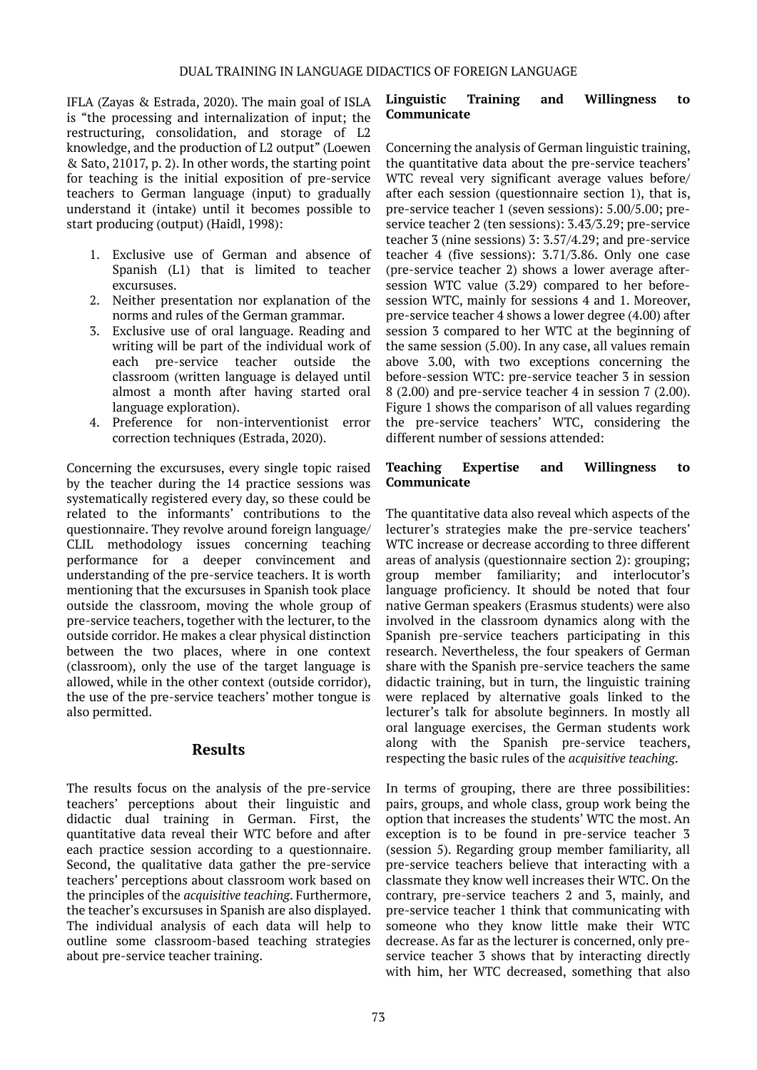IFLA (Zayas & Estrada, 2020). The main goal of ISLA is "the processing and internalization of input; the restructuring, consolidation, and storage of L2 knowledge, and the production of L2 output" (Loewen & Sato, 21017, p. 2). In other words, the starting point for teaching is the initial exposition of pre-service teachers to German language (input) to gradually understand it (intake) until it becomes possible to start producing (output) (Haidl, 1998):

1. Exclusive use of German and absence of Spanish (L1) that is limited to teacher excursuses.
2. Neither presentation nor explanation of the norms and rules of the German grammar.
3. Exclusive use of oral language. Reading and writing will be part of the individual work of each pre-service teacher outside the classroom (written language is delayed until almost a month after having started oral language exploration).
4. Preference for non-interventionist error correction techniques (Estrada, 2020).

Concerning the excursuses, every single topic raised by the teacher during the 14 practice sessions was systematically registered every day, so these could be related to the informants' contributions to the questionnaire. They revolve around foreign language/CLIL methodology issues concerning teaching performance for a deeper convincement and understanding of the pre-service teachers. It is worth mentioning that the excursuses in Spanish took place outside the classroom, moving the whole group of pre-service teachers, together with the lecturer, to the outside corridor. He makes a clear physical distinction between the two places, where in one context (classroom), only the use of the target language is allowed, while in the other context (outside corridor), the use of the pre-service teachers' mother tongue is also permitted.

## Results

The results focus on the analysis of the pre-service teachers' perceptions about their linguistic and didactic dual training in German. First, the quantitative data reveal their WTC before and after each practice session according to a questionnaire. Second, the qualitative data gather the pre-service teachers' perceptions about classroom work based on the principles of the *acquisitive teaching*. Furthermore, the teacher's excursuses in Spanish are also displayed. The individual analysis of each data will help to outline some classroom-based teaching strategies about pre-service teacher training.

**Linguistic Training and Willingness to Communicate**

Concerning the analysis of German linguistic training, the quantitative data about the pre-service teachers' WTC reveal very significant average values before/after each session (questionnaire section 1), that is, pre-service teacher 1 (seven sessions): 5.00/5.00; pre-service teacher 2 (ten sessions): 3.43/3.29; pre-service teacher 3 (nine sessions) 3: 3.57/4.29; and pre-service teacher 4 (five sessions): 3.71/3.86. Only one case (pre-service teacher 2) shows a lower average after-session WTC value (3.29) compared to her before-session WTC, mainly for sessions 4 and 1. Moreover, pre-service teacher 4 shows a lower degree (4.00) after session 3 compared to her WTC at the beginning of the same session (5.00). In any case, all values remain above 3.00, with two exceptions concerning the before-session WTC: pre-service teacher 3 in session 8 (2.00) and pre-service teacher 4 in session 7 (2.00). Figure 1 shows the comparison of all values regarding the pre-service teachers' WTC, considering the different number of sessions attended:

**Teaching Expertise and Willingness to Communicate**

The quantitative data also reveal which aspects of the lecturer's strategies make the pre-service teachers' WTC increase or decrease according to three different areas of analysis (questionnaire section 2): grouping; group member familiarity; and interlocutor's language proficiency. It should be noted that four native German speakers (Erasmus students) were also involved in the classroom dynamics along with the Spanish pre-service teachers participating in this research. Nevertheless, the four speakers of German share with the Spanish pre-service teachers the same didactic training, but in turn, the linguistic training were replaced by alternative goals linked to the lecturer's talk for absolute beginners. In mostly all oral language exercises, the German students work along with the Spanish pre-service teachers, respecting the basic rules of the *acquisitive teaching*.

In terms of grouping, there are three possibilities: pairs, groups, and whole class, group work being the option that increases the students' WTC the most. An exception is to be found in pre-service teacher 3 (session 5). Regarding group member familiarity, all pre-service teachers believe that interacting with a classmate they know well increases their WTC. On the contrary, pre-service teachers 2 and 3, mainly, and pre-service teacher 1 think that communicating with someone who they know little make their WTC decrease. As far as the lecturer is concerned, only pre-service teacher 3 shows that by interacting directly with him, her WTC decreased, something that also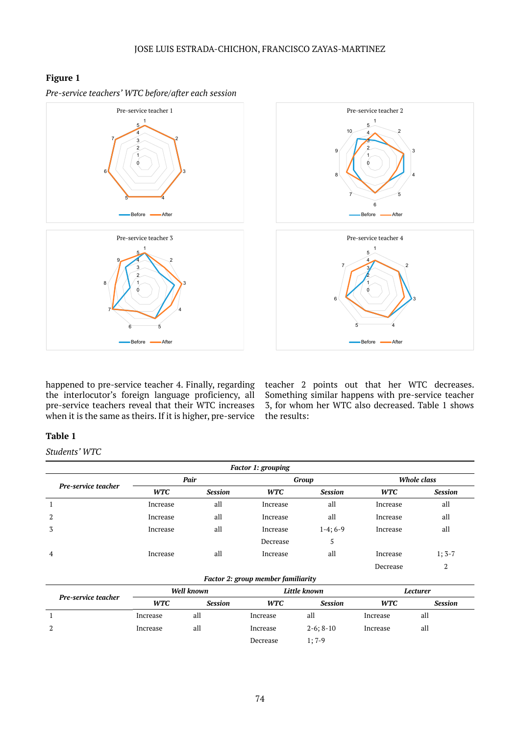**Figure 1**

*Pre-service teachers' WTC before/after each session*

happened to pre-service teacher 4. Finally, regarding the interlocutor's foreign language proficiency, all pre-service teachers reveal that their WTC increases when it is the same as theirs. If it is higher, pre-service teacher 2 points out that her WTC decreases. Something similar happens with pre-service teacher 3, for whom her WTC also decreased. Table 1 shows the results:

**Table 1**

*Students' WTC*

| *Factor 1: grouping* | | | | | | |
|---|---|---|---|---|---|---|
| ***Pre-service teacher*** | ***Pair*** | | ***Group*** | | ***Whole class*** | |
| | ***WTC*** | ***Session*** | ***WTC*** | ***Session*** | ***WTC*** | ***Session*** |
| 1 | Increase | all | Increase | all | Increase | all |
| 2 | Increase | all | Increase | all | Increase | all |
| 3 | Increase | all | Increase | 1-4; 6-9 | Increase | all |
| | | | Decrease | 5 | | |
| 4 | Increase | all | Increase | all | Increase | 1; 3-7 |
| | | | | | Decrease | 2 |

| *Factor 2: group member familiarity* | | | | | | |
|---|---|---|---|---|---|---|
| ***Pre-service teacher*** | ***Well known*** | | ***Little known*** | | ***Lecturer*** | |
| | ***WTC*** | ***Session*** | ***WTC*** | ***Session*** | ***WTC*** | ***Session*** |
| 1 | Increase | all | Increase | all | Increase | all |
| 2 | Increase | all | Increase | 2-6; 8-10 | Increase | all |
| | | | Decrease | 1; 7-9 | | |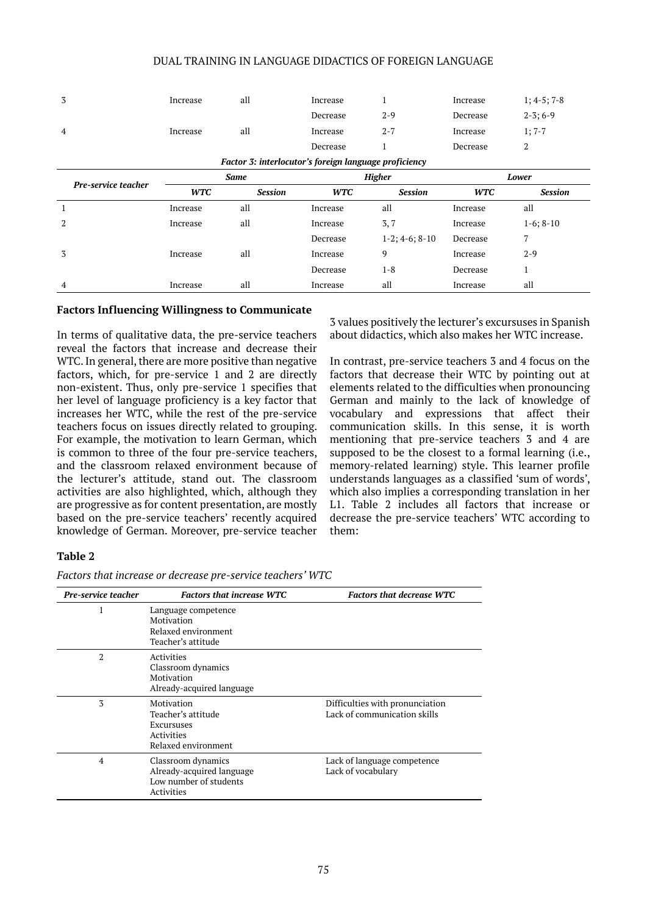| Pre-service teacher | Same | | Higher | | Lower | |
|---|---|---|---|---|---|---|
| 3 | Increase | all | Increase | 1 | Increase | 1; 4-5; 7-8 |
| | | | Decrease | 2-9 | Decrease | 2-3; 6-9 |
| 4 | Increase | all | Increase | 2-7 | Increase | 1; 7-7 |
| | | | Decrease | 1 | Decrease | 2 |

*Factor 3: interlocutor's foreign language proficiency*

| Pre-service teacher | Same | | Higher | | Lower | |
|---|---|---|---|---|---|---|
| | WTC | Session | WTC | Session | WTC | Session |
| 1 | Increase | all | Increase | all | Increase | all |
| 2 | Increase | all | Increase | 3, 7 | Increase | 1-6; 8-10 |
| | | | Decrease | 1-2; 4-6; 8-10 | Decrease | 7 |
| 3 | Increase | all | Increase | 9 | Increase | 2-9 |
| | | | Decrease | 1-8 | Decrease | 1 |
| 4 | Increase | all | Increase | all | Increase | all |

### Factors Influencing Willingness to Communicate

In terms of qualitative data, the pre-service teachers reveal the factors that increase and decrease their WTC. In general, there are more positive than negative factors, which, for pre-service 1 and 2 are directly non-existent. Thus, only pre-service 1 specifies that her level of language proficiency is a key factor that increases her WTC, while the rest of the pre-service teachers focus on issues directly related to grouping. For example, the motivation to learn German, which is common to three of the four pre-service teachers, and the classroom relaxed environment because of the lecturer's attitude, stand out. The classroom activities are also highlighted, which, although they are progressive as for content presentation, are mostly based on the pre-service teachers' recently acquired knowledge of German. Moreover, pre-service teacher 3 values positively the lecturer's excursuses in Spanish about didactics, which also makes her WTC increase.

In contrast, pre-service teachers 3 and 4 focus on the factors that decrease their WTC by pointing out at elements related to the difficulties when pronouncing German and mainly to the lack of knowledge of vocabulary and expressions that affect their communication skills. In this sense, it is worth mentioning that pre-service teachers 3 and 4 are supposed to be the closest to a formal learning (i.e., memory-related learning) style. This learner profile understands languages as a classified 'sum of words', which also implies a corresponding translation in her L1. Table 2 includes all factors that increase or decrease the pre-service teachers' WTC according to them:

**Table 2**

*Factors that increase or decrease pre-service teachers' WTC*

| Pre-service teacher | Factors that increase WTC | Factors that decrease WTC |
|---|---|---|
| 1 | Language competence<br>Motivation<br>Relaxed environment<br>Teacher's attitude | |
| 2 | Activities<br>Classroom dynamics<br>Motivation<br>Already-acquired language | |
| 3 | Motivation<br>Teacher's attitude<br>Excursuses<br>Activities<br>Relaxed environment | Difficulties with pronunciation<br>Lack of communication skills |
| 4 | Classroom dynamics<br>Already-acquired language<br>Low number of students<br>Activities | Lack of language competence<br>Lack of vocabulary |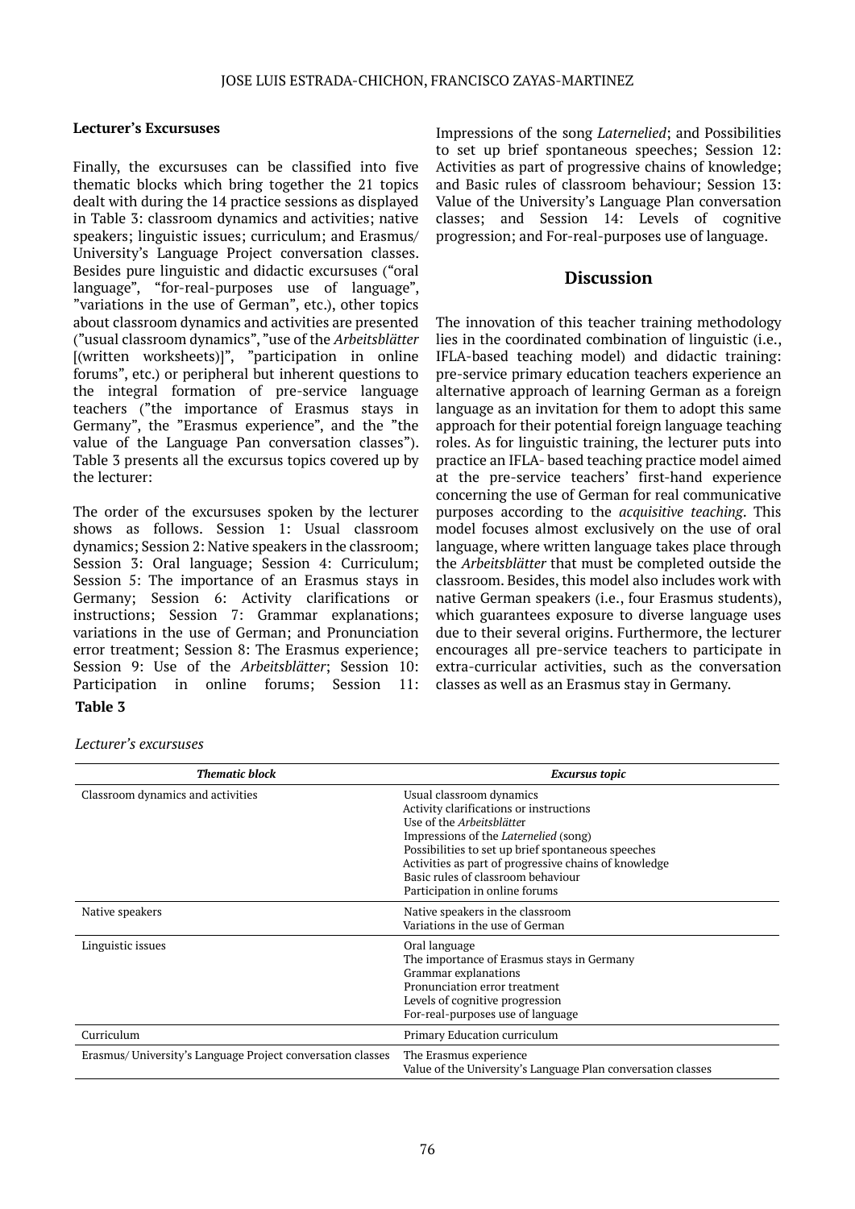### Lecturer's Excursuses

Finally, the excursuses can be classified into five thematic blocks which bring together the 21 topics dealt with during the 14 practice sessions as displayed in Table 3: classroom dynamics and activities; native speakers; linguistic issues; curriculum; and Erasmus/ University's Language Project conversation classes. Besides pure linguistic and didactic excursuses ("oral language", "for-real-purposes use of language", "variations in the use of German", etc.), other topics about classroom dynamics and activities are presented ("usual classroom dynamics", "use of the *Arbeitsblätter* [(written worksheets)]", "participation in online forums", etc.) or peripheral but inherent questions to the integral formation of pre-service language teachers ("the importance of Erasmus stays in Germany", the "Erasmus experience", and the "the value of the Language Pan conversation classes"). Table 3 presents all the excursus topics covered up by the lecturer:

The order of the excursuses spoken by the lecturer shows as follows. Session 1: Usual classroom dynamics; Session 2: Native speakers in the classroom; Session 3: Oral language; Session 4: Curriculum; Session 5: The importance of an Erasmus stays in Germany; Session 6: Activity clarifications or instructions; Session 7: Grammar explanations; variations in the use of German; and Pronunciation error treatment; Session 8: The Erasmus experience; Session 9: Use of the *Arbeitsblätter*; Session 10: Participation in online forums; Session 11: Impressions of the song *Laternelied*; and Possibilities to set up brief spontaneous speeches; Session 12: Activities as part of progressive chains of knowledge; and Basic rules of classroom behaviour; Session 13: Value of the University's Language Plan conversation classes; and Session 14: Levels of cognitive progression; and For-real-purposes use of language.

## Discussion

The innovation of this teacher training methodology lies in the coordinated combination of linguistic (i.e., IFLA-based teaching model) and didactic training: pre-service primary education teachers experience an alternative approach of learning German as a foreign language as an invitation for them to adopt this same approach for their potential foreign language teaching roles. As for linguistic training, the lecturer puts into practice an IFLA- based teaching practice model aimed at the pre-service teachers' first-hand experience concerning the use of German for real communicative purposes according to the *acquisitive teaching*. This model focuses almost exclusively on the use of oral language, where written language takes place through the *Arbeitsblätter* that must be completed outside the classroom. Besides, this model also includes work with native German speakers (i.e., four Erasmus students), which guarantees exposure to diverse language uses due to their several origins. Furthermore, the lecturer encourages all pre-service teachers to participate in extra-curricular activities, such as the conversation classes as well as an Erasmus stay in Germany.

**Table 3**

*Lecturer's excursuses*

| *Thematic block* | *Excursus topic* |
|---|---|
| Classroom dynamics and activities | Usual classroom dynamics<br>Activity clarifications or instructions<br>Use of the *Arbeitsblätter*<br>Impressions of the *Laternelied* (song)<br>Possibilities to set up brief spontaneous speeches<br>Activities as part of progressive chains of knowledge<br>Basic rules of classroom behaviour<br>Participation in online forums |
| Native speakers | Native speakers in the classroom<br>Variations in the use of German |
| Linguistic issues | Oral language<br>The importance of Erasmus stays in Germany<br>Grammar explanations<br>Pronunciation error treatment<br>Levels of cognitive progression<br>For-real-purposes use of language |
| Curriculum | Primary Education curriculum |
| Erasmus/ University's Language Project conversation classes | The Erasmus experience<br>Value of the University's Language Plan conversation classes |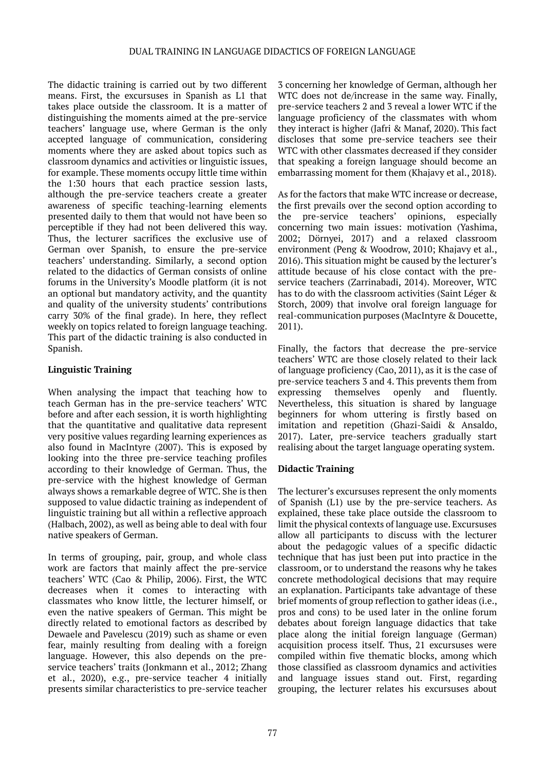The didactic training is carried out by two different means. First, the excursuses in Spanish as L1 that takes place outside the classroom. It is a matter of distinguishing the moments aimed at the pre-service teachers' language use, where German is the only accepted language of communication, considering moments where they are asked about topics such as classroom dynamics and activities or linguistic issues, for example. These moments occupy little time within the 1:30 hours that each practice session lasts, although the pre-service teachers create a greater awareness of specific teaching-learning elements presented daily to them that would not have been so perceptible if they had not been delivered this way. Thus, the lecturer sacrifices the exclusive use of German over Spanish, to ensure the pre-service teachers' understanding. Similarly, a second option related to the didactics of German consists of online forums in the University's Moodle platform (it is not an optional but mandatory activity, and the quantity and quality of the university students' contributions carry 30% of the final grade). In here, they reflect weekly on topics related to foreign language teaching. This part of the didactic training is also conducted in Spanish.

**Linguistic Training**

When analysing the impact that teaching how to teach German has in the pre-service teachers' WTC before and after each session, it is worth highlighting that the quantitative and qualitative data represent very positive values regarding learning experiences as also found in MacIntyre (2007). This is exposed by looking into the three pre-service teaching profiles according to their knowledge of German. Thus, the pre-service with the highest knowledge of German always shows a remarkable degree of WTC. She is then supposed to value didactic training as independent of linguistic training but all within a reflective approach (Halbach, 2002), as well as being able to deal with four native speakers of German.

In terms of grouping, pair, group, and whole class work are factors that mainly affect the pre-service teachers' WTC (Cao & Philip, 2006). First, the WTC decreases when it comes to interacting with classmates who know little, the lecturer himself, or even the native speakers of German. This might be directly related to emotional factors as described by Dewaele and Pavelescu (2019) such as shame or even fear, mainly resulting from dealing with a foreign language. However, this also depends on the pre-service teachers' traits (Jonkmann et al., 2012; Zhang et al., 2020), e.g., pre-service teacher 4 initially presents similar characteristics to pre-service teacher 3 concerning her knowledge of German, although her WTC does not de/increase in the same way. Finally, pre-service teachers 2 and 3 reveal a lower WTC if the language proficiency of the classmates with whom they interact is higher (Jafri & Manaf, 2020). This fact discloses that some pre-service teachers see their WTC with other classmates decreased if they consider that speaking a foreign language should become an embarrassing moment for them (Khajavy et al., 2018).

As for the factors that make WTC increase or decrease, the first prevails over the second option according to the pre-service teachers' opinions, especially concerning two main issues: motivation (Yashima, 2002; Dörnyei, 2017) and a relaxed classroom environment (Peng & Woodrow, 2010; Khajavy et al., 2016). This situation might be caused by the lecturer's attitude because of his close contact with the pre-service teachers (Zarrinabadi, 2014). Moreover, WTC has to do with the classroom activities (Saint Léger & Storch, 2009) that involve oral foreign language for real-communication purposes (MacIntyre & Doucette, 2011).

Finally, the factors that decrease the pre-service teachers' WTC are those closely related to their lack of language proficiency (Cao, 2011), as it is the case of pre-service teachers 3 and 4. This prevents them from expressing themselves openly and fluently. Nevertheless, this situation is shared by language beginners for whom uttering is firstly based on imitation and repetition (Ghazi-Saidi & Ansaldo, 2017). Later, pre-service teachers gradually start realising about the target language operating system.

**Didactic Training**

The lecturer's excursuses represent the only moments of Spanish (L1) use by the pre-service teachers. As explained, these take place outside the classroom to limit the physical contexts of language use. Excursuses allow all participants to discuss with the lecturer about the pedagogic values of a specific didactic technique that has just been put into practice in the classroom, or to understand the reasons why he takes concrete methodological decisions that may require an explanation. Participants take advantage of these brief moments of group reflection to gather ideas (i.e., pros and cons) to be used later in the online forum debates about foreign language didactics that take place along the initial foreign language (German) acquisition process itself. Thus, 21 excursuses were compiled within five thematic blocks, among which those classified as classroom dynamics and activities and language issues stand out. First, regarding grouping, the lecturer relates his excursuses about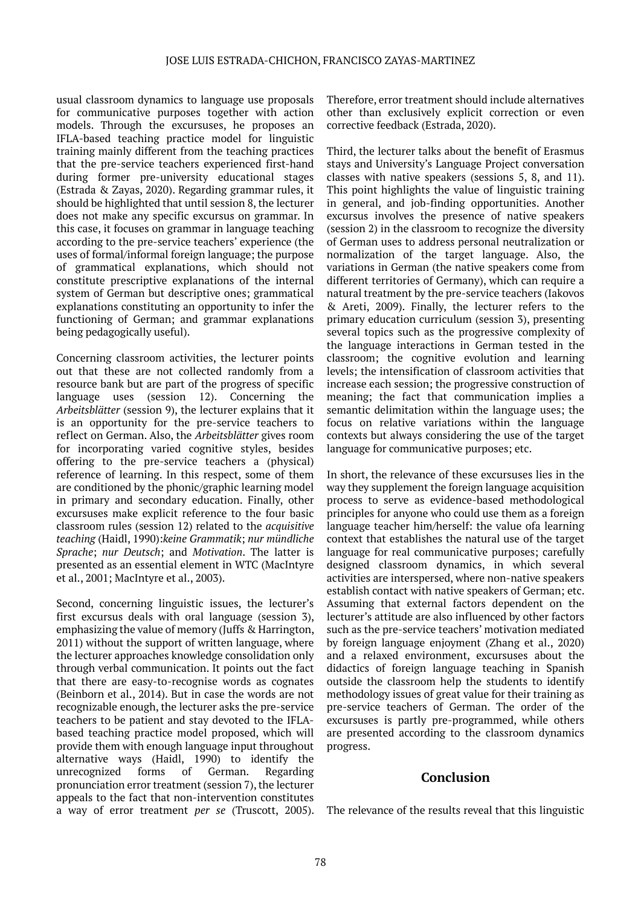usual classroom dynamics to language use proposals for communicative purposes together with action models. Through the excursuses, he proposes an IFLA-based teaching practice model for linguistic training mainly different from the teaching practices that the pre-service teachers experienced first-hand during former pre-university educational stages (Estrada & Zayas, 2020). Regarding grammar rules, it should be highlighted that until session 8, the lecturer does not make any specific excursus on grammar. In this case, it focuses on grammar in language teaching according to the pre-service teachers' experience (the uses of formal/informal foreign language; the purpose of grammatical explanations, which should not constitute prescriptive explanations of the internal system of German but descriptive ones; grammatical explanations constituting an opportunity to infer the functioning of German; and grammar explanations being pedagogically useful).

Concerning classroom activities, the lecturer points out that these are not collected randomly from a resource bank but are part of the progress of specific language uses (session 12). Concerning the *Arbeitsblätter* (session 9), the lecturer explains that it is an opportunity for the pre-service teachers to reflect on German. Also, the *Arbeitsblätter* gives room for incorporating varied cognitive styles, besides offering to the pre-service teachers a (physical) reference of learning. In this respect, some of them are conditioned by the phonic/graphic learning model in primary and secondary education. Finally, other excursuses make explicit reference to the four basic classroom rules (session 12) related to the *acquisitive teaching* (Haidl, 1990):*keine Grammatik*; *nur mündliche Sprache*; *nur Deutsch*; and *Motivation*. The latter is presented as an essential element in WTC (MacIntyre et al., 2001; MacIntyre et al., 2003).

Second, concerning linguistic issues, the lecturer's first excursus deals with oral language (session 3), emphasizing the value of memory (Juffs & Harrington, 2011) without the support of written language, where the lecturer approaches knowledge consolidation only through verbal communication. It points out the fact that there are easy-to-recognise words as cognates (Beinborn et al., 2014). But in case the words are not recognizable enough, the lecturer asks the pre-service teachers to be patient and stay devoted to the IFLA-based teaching practice model proposed, which will provide them with enough language input throughout alternative ways (Haidl, 1990) to identify the unrecognized forms of German. Regarding pronunciation error treatment (session 7), the lecturer appeals to the fact that non-intervention constitutes a way of error treatment *per se* (Truscott, 2005). Therefore, error treatment should include alternatives other than exclusively explicit correction or even corrective feedback (Estrada, 2020).

Third, the lecturer talks about the benefit of Erasmus stays and University's Language Project conversation classes with native speakers (sessions 5, 8, and 11). This point highlights the value of linguistic training in general, and job-finding opportunities. Another excursus involves the presence of native speakers (session 2) in the classroom to recognize the diversity of German uses to address personal neutralization or normalization of the target language. Also, the variations in German (the native speakers come from different territories of Germany), which can require a natural treatment by the pre-service teachers (Iakovos & Areti, 2009). Finally, the lecturer refers to the primary education curriculum (session 3), presenting several topics such as the progressive complexity of the language interactions in German tested in the classroom; the cognitive evolution and learning levels; the intensification of classroom activities that increase each session; the progressive construction of meaning; the fact that communication implies a semantic delimitation within the language uses; the focus on relative variations within the language contexts but always considering the use of the target language for communicative purposes; etc.

In short, the relevance of these excursuses lies in the way they supplement the foreign language acquisition process to serve as evidence-based methodological principles for anyone who could use them as a foreign language teacher him/herself: the value ofa learning context that establishes the natural use of the target language for real communicative purposes; carefully designed classroom dynamics, in which several activities are interspersed, where non-native speakers establish contact with native speakers of German; etc. Assuming that external factors dependent on the lecturer's attitude are also influenced by other factors such as the pre-service teachers' motivation mediated by foreign language enjoyment (Zhang et al., 2020) and a relaxed environment, excursuses about the didactics of foreign language teaching in Spanish outside the classroom help the students to identify methodology issues of great value for their training as pre-service teachers of German. The order of the excursuses is partly pre-programmed, while others are presented according to the classroom dynamics progress.

## Conclusion

The relevance of the results reveal that this linguistic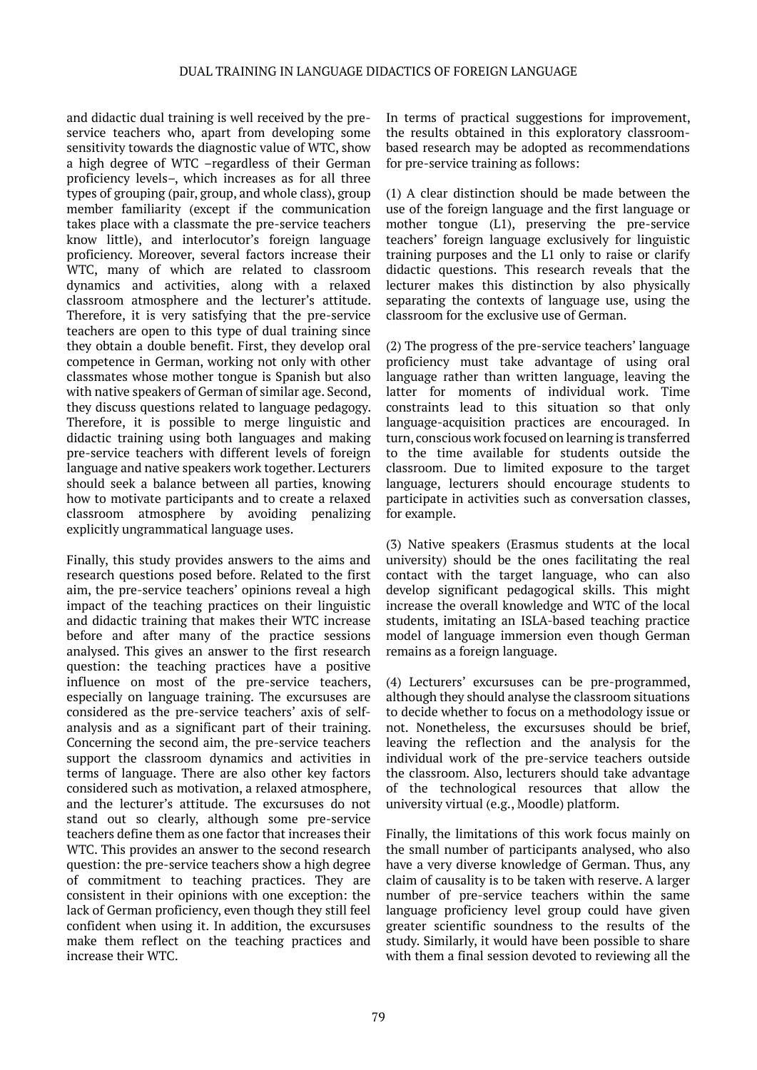and didactic dual training is well received by the pre-service teachers who, apart from developing some sensitivity towards the diagnostic value of WTC, show a high degree of WTC –regardless of their German proficiency levels–, which increases as for all three types of grouping (pair, group, and whole class), group member familiarity (except if the communication takes place with a classmate the pre-service teachers know little), and interlocutor's foreign language proficiency. Moreover, several factors increase their WTC, many of which are related to classroom dynamics and activities, along with a relaxed classroom atmosphere and the lecturer's attitude. Therefore, it is very satisfying that the pre-service teachers are open to this type of dual training since they obtain a double benefit. First, they develop oral competence in German, working not only with other classmates whose mother tongue is Spanish but also with native speakers of German of similar age. Second, they discuss questions related to language pedagogy. Therefore, it is possible to merge linguistic and didactic training using both languages and making pre-service teachers with different levels of foreign language and native speakers work together. Lecturers should seek a balance between all parties, knowing how to motivate participants and to create a relaxed classroom atmosphere by avoiding penalizing explicitly ungrammatical language uses.

Finally, this study provides answers to the aims and research questions posed before. Related to the first aim, the pre-service teachers' opinions reveal a high impact of the teaching practices on their linguistic and didactic training that makes their WTC increase before and after many of the practice sessions analysed. This gives an answer to the first research question: the teaching practices have a positive influence on most of the pre-service teachers, especially on language training. The excursuses are considered as the pre-service teachers' axis of self-analysis and as a significant part of their training. Concerning the second aim, the pre-service teachers support the classroom dynamics and activities in terms of language. There are also other key factors considered such as motivation, a relaxed atmosphere, and the lecturer's attitude. The excursuses do not stand out so clearly, although some pre-service teachers define them as one factor that increases their WTC. This provides an answer to the second research question: the pre-service teachers show a high degree of commitment to teaching practices. They are consistent in their opinions with one exception: the lack of German proficiency, even though they still feel confident when using it. In addition, the excursuses make them reflect on the teaching practices and increase their WTC.

In terms of practical suggestions for improvement, the results obtained in this exploratory classroom-based research may be adopted as recommendations for pre-service training as follows:

(1) A clear distinction should be made between the use of the foreign language and the first language or mother tongue (L1), preserving the pre-service teachers' foreign language exclusively for linguistic training purposes and the L1 only to raise or clarify didactic questions. This research reveals that the lecturer makes this distinction by also physically separating the contexts of language use, using the classroom for the exclusive use of German.

(2) The progress of the pre-service teachers' language proficiency must take advantage of using oral language rather than written language, leaving the latter for moments of individual work. Time constraints lead to this situation so that only language-acquisition practices are encouraged. In turn, conscious work focused on learning is transferred to the time available for students outside the classroom. Due to limited exposure to the target language, lecturers should encourage students to participate in activities such as conversation classes, for example.

(3) Native speakers (Erasmus students at the local university) should be the ones facilitating the real contact with the target language, who can also develop significant pedagogical skills. This might increase the overall knowledge and WTC of the local students, imitating an ISLA-based teaching practice model of language immersion even though German remains as a foreign language.

(4) Lecturers' excursuses can be pre-programmed, although they should analyse the classroom situations to decide whether to focus on a methodology issue or not. Nonetheless, the excursuses should be brief, leaving the reflection and the analysis for the individual work of the pre-service teachers outside the classroom. Also, lecturers should take advantage of the technological resources that allow the university virtual (e.g., Moodle) platform.

Finally, the limitations of this work focus mainly on the small number of participants analysed, who also have a very diverse knowledge of German. Thus, any claim of causality is to be taken with reserve. A larger number of pre-service teachers within the same language proficiency level group could have given greater scientific soundness to the results of the study. Similarly, it would have been possible to share with them a final session devoted to reviewing all the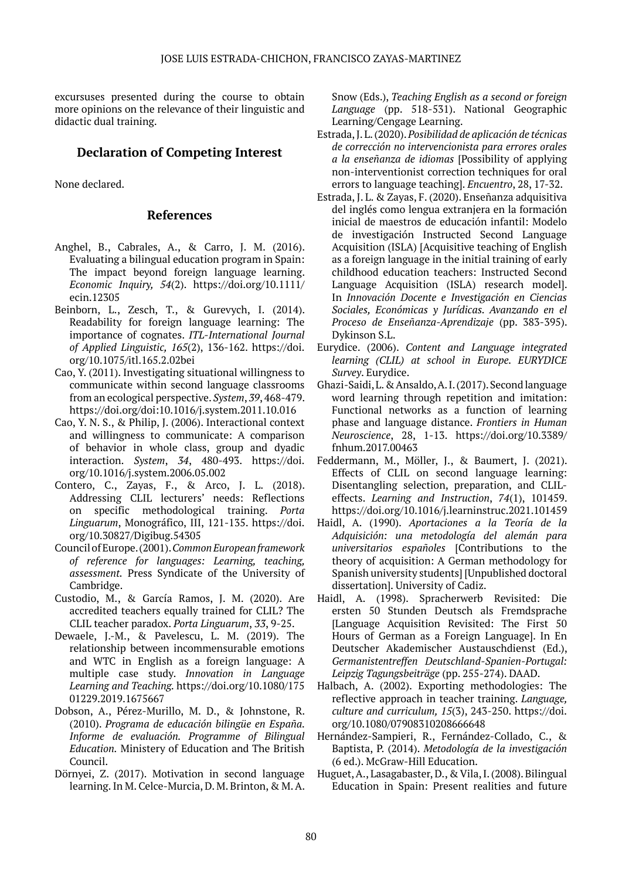excursuses presented during the course to obtain more opinions on the relevance of their linguistic and didactic dual training.

## Declaration of Competing Interest

None declared.

## References

Anghel, B., Cabrales, A., & Carro, J. M. (2016). Evaluating a bilingual education program in Spain: The impact beyond foreign language learning. *Economic Inquiry, 54*(2). https://doi.org/10.1111/ecin.12305

Beinborn, L., Zesch, T., & Gurevych, I. (2014). Readability for foreign language learning: The importance of cognates. *ITL-International Journal of Applied Linguistic, 165*(2), 136-162. https://doi.org/10.1075/itl.165.2.02bei

Cao, Y. (2011). Investigating situational willingness to communicate within second language classrooms from an ecological perspective. *System*, *39*, 468-479. https://doi.org/doi:10.1016/j.system.2011.10.016

Cao, Y. N. S., & Philip, J. (2006). Interactional context and willingness to communicate: A comparison of behavior in whole class, group and dyadic interaction. *System*, *34*, 480-493. https://doi.org/10.1016/j.system.2006.05.002

Contero, C., Zayas, F., & Arco, J. L. (2018). Addressing CLIL lecturers' needs: Reflections on specific methodological training. *Porta Linguarum*, Monográfico, III, 121-135. https://doi.org/10.30827/Digibug.54305

Council of Europe. (2001). *Common European framework of reference for languages: Learning, teaching, assessment.* Press Syndicate of the University of Cambridge.

Custodio, M., & García Ramos, J. M. (2020). Are accredited teachers equally trained for CLIL? The CLIL teacher paradox. *Porta Linguarum*, *33*, 9-25.

Dewaele, J.-M., & Pavelescu, L. M. (2019). The relationship between incommensurable emotions and WTC in English as a foreign language: A multiple case study. *Innovation in Language Learning and Teaching.* https://doi.org/10.1080/17501229.2019.1675667

Dobson, A., Pérez-Murillo, M. D., & Johnstone, R. (2010). *Programa de educación bilingüe en España. Informe de evaluación. Programme of Bilingual Education.* Ministery of Education and The British Council.

Dörnyei, Z. (2017). Motivation in second language learning. In M. Celce-Murcia, D. M. Brinton, & M. A. Snow (Eds.), *Teaching English as a second or foreign Language* (pp. 518-531). National Geographic Learning/Cengage Learning.

Estrada, J. L. (2020). *Posibilidad de aplicación de técnicas de corrección no intervencionista para errores orales a la enseñanza de idiomas* [Possibility of applying non-interventionist correction techniques for oral errors to language teaching]. *Encuentro*, 28, 17-32.

Estrada, J. L. & Zayas, F. (2020). Enseñanza adquisitiva del inglés como lengua extranjera en la formación inicial de maestros de educación infantil: Modelo de investigación Instructed Second Language Acquisition (ISLA) [Acquisitive teaching of English as a foreign language in the initial training of early childhood education teachers: Instructed Second Language Acquisition (ISLA) research model]. In *Innovación Docente e Investigación en Ciencias Sociales, Económicas y Jurídicas. Avanzando en el Proceso de Enseñanza-Aprendizaje* (pp. 383-395). Dykinson S.L.

Eurydice. (2006). *Content and Language integrated learning (CLIL) at school in Europe. EURYDICE Survey*. Eurydice.

Ghazi-Saidi, L. & Ansaldo, A. I. (2017). Second language word learning through repetition and imitation: Functional networks as a function of learning phase and language distance. *Frontiers in Human Neuroscience*, 28, 1-13. https://doi.org/10.3389/fnhum.2017.00463

Feddermann, M., Möller, J., & Baumert, J. (2021). Effects of CLIL on second language learning: Disentangling selection, preparation, and CLIL-effects. *Learning and Instruction*, *74*(1), 101459. https://doi.org/10.1016/j.learninstruc.2021.101459

Haidl, A. (1990). *Aportaciones a la Teoría de la Adquisición: una metodología del alemán para universitarios españoles* [Contributions to the theory of acquisition: A German methodology for Spanish university students] [Unpublished doctoral dissertation]. University of Cadiz.

Haidl, A. (1998). Spracherwerb Revisited: Die ersten 50 Stunden Deutsch als Fremdsprache [Language Acquisition Revisited: The First 50 Hours of German as a Foreign Language]. In En Deutscher Akademischer Austauschdienst (Ed.), *Germanistentreffen Deutschland-Spanien-Portugal: Leipzig Tagungsbeiträge* (pp. 255-274). DAAD.

Halbach, A. (2002). Exporting methodologies: The reflective approach in teacher training. *Language, culture and curriculum, 15*(3), 243-250. https://doi.org/10.1080/07908310208666648

Hernández-Sampieri, R., Fernández-Collado, C., & Baptista, P. (2014). *Metodología de la investigación* (6 ed.). McGraw-Hill Education.

Huguet, A., Lasagabaster, D., & Vila, I. (2008). Bilingual Education in Spain: Present realities and future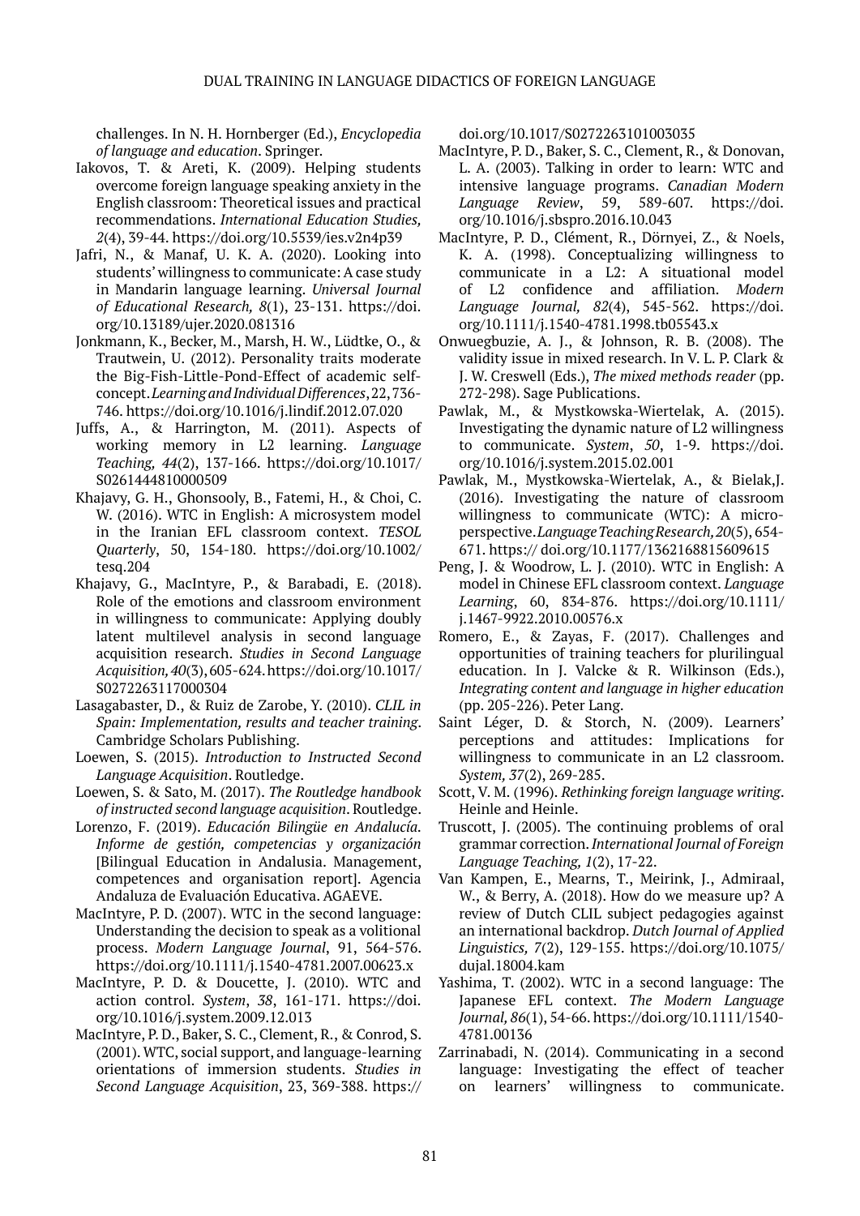challenges. In N. H. Hornberger (Ed.), *Encyclopedia of language and education*. Springer.

Iakovos, T. & Areti, K. (2009). Helping students overcome foreign language speaking anxiety in the English classroom: Theoretical issues and practical recommendations. *International Education Studies, 2*(4), 39-44. https://doi.org/10.5539/ies.v2n4p39

Jafri, N., & Manaf, U. K. A. (2020). Looking into students' willingness to communicate: A case study in Mandarin language learning. *Universal Journal of Educational Research, 8*(1), 23-131. https://doi.org/10.13189/ujer.2020.081316

Jonkmann, K., Becker, M., Marsh, H. W., Lüdtke, O., & Trautwein, U. (2012). Personality traits moderate the Big-Fish-Little-Pond-Effect of academic self-concept. *Learning and Individual Differences*, 22, 736-746. https://doi.org/10.1016/j.lindif.2012.07.020

Juffs, A., & Harrington, M. (2011). Aspects of working memory in L2 learning. *Language Teaching, 44*(2), 137-166. https://doi.org/10.1017/S0261444810000509

Khajavy, G. H., Ghonsooly, B., Fatemi, H., & Choi, C. W. (2016). WTC in English: A microsystem model in the Iranian EFL classroom context. *TESOL Quarterly*, 50, 154-180. https://doi.org/10.1002/tesq.204

Khajavy, G., MacIntyre, P., & Barabadi, E. (2018). Role of the emotions and classroom environment in willingness to communicate: Applying doubly latent multilevel analysis in second language acquisition research. *Studies in Second Language Acquisition, 40*(3), 605-624. https://doi.org/10.1017/S0272263117000304

Lasagabaster, D., & Ruiz de Zarobe, Y. (2010). *CLIL in Spain: Implementation, results and teacher training*. Cambridge Scholars Publishing.

Loewen, S. (2015). *Introduction to Instructed Second Language Acquisition*. Routledge.

Loewen, S. & Sato, M. (2017). *The Routledge handbook of instructed second language acquisition*. Routledge.

Lorenzo, F. (2019). *Educación Bilingüe en Andalucía. Informe de gestión, competencias y organización* [Bilingual Education in Andalusia. Management, competences and organisation report]. Agencia Andaluza de Evaluación Educativa. AGAEVE.

MacIntyre, P. D. (2007). WTC in the second language: Understanding the decision to speak as a volitional process. *Modern Language Journal*, 91, 564-576. https://doi.org/10.1111/j.1540-4781.2007.00623.x

MacIntyre, P. D. & Doucette, J. (2010). WTC and action control. *System*, *38*, 161-171. https://doi.org/10.1016/j.system.2009.12.013

MacIntyre, P. D., Baker, S. C., Clement, R., & Conrod, S. (2001). WTC, social support, and language-learning orientations of immersion students. *Studies in Second Language Acquisition*, 23, 369-388. https://doi.org/10.1017/S0272263101003035

MacIntyre, P. D., Baker, S. C., Clement, R., & Donovan, L. A. (2003). Talking in order to learn: WTC and intensive language programs. *Canadian Modern Language Review*, 59, 589-607. https://doi.org/10.1016/j.sbspro.2016.10.043

MacIntyre, P. D., Clément, R., Dörnyei, Z., & Noels, K. A. (1998). Conceptualizing willingness to communicate in a L2: A situational model of L2 confidence and affiliation. *Modern Language Journal, 82*(4), 545-562. https://doi.org/10.1111/j.1540-4781.1998.tb05543.x

Onwuegbuzie, A. J., & Johnson, R. B. (2008). The validity issue in mixed research. In V. L. P. Clark & J. W. Creswell (Eds.), *The mixed methods reader* (pp. 272-298). Sage Publications.

Pawlak, M., & Mystkowska-Wiertelak, A. (2015). Investigating the dynamic nature of L2 willingness to communicate. *System*, *50*, 1-9. https://doi.org/10.1016/j.system.2015.02.001

Pawlak, M., Mystkowska-Wiertelak, A., & Bielak,J. (2016). Investigating the nature of classroom willingness to communicate (WTC): A micro-perspective. *Language Teaching Research, 20*(5), 654-671. https:// doi.org/10.1177/1362168815609615

Peng, J. & Woodrow, L. J. (2010). WTC in English: A model in Chinese EFL classroom context. *Language Learning*, 60, 834-876. https://doi.org/10.1111/j.1467-9922.2010.00576.x

Romero, E., & Zayas, F. (2017). Challenges and opportunities of training teachers for plurilingual education. In J. Valcke & R. Wilkinson (Eds.), *Integrating content and language in higher education* (pp. 205-226). Peter Lang.

Saint Léger, D. & Storch, N. (2009). Learners' perceptions and attitudes: Implications for willingness to communicate in an L2 classroom. *System, 37*(2), 269-285.

Scott, V. M. (1996). *Rethinking foreign language writing*. Heinle and Heinle.

Truscott, J. (2005). The continuing problems of oral grammar correction. *International Journal of Foreign Language Teaching, 1*(2), 17-22.

Van Kampen, E., Mearns, T., Meirink, J., Admiraal, W., & Berry, A. (2018). How do we measure up? A review of Dutch CLIL subject pedagogies against an international backdrop. *Dutch Journal of Applied Linguistics, 7*(2), 129-155. https://doi.org/10.1075/dujal.18004.kam

Yashima, T. (2002). WTC in a second language: The Japanese EFL context. *The Modern Language Journal, 86*(1), 54-66. https://doi.org/10.1111/1540-4781.00136

Zarrinabadi, N. (2014). Communicating in a second language: Investigating the effect of teacher on learners' willingness to communicate.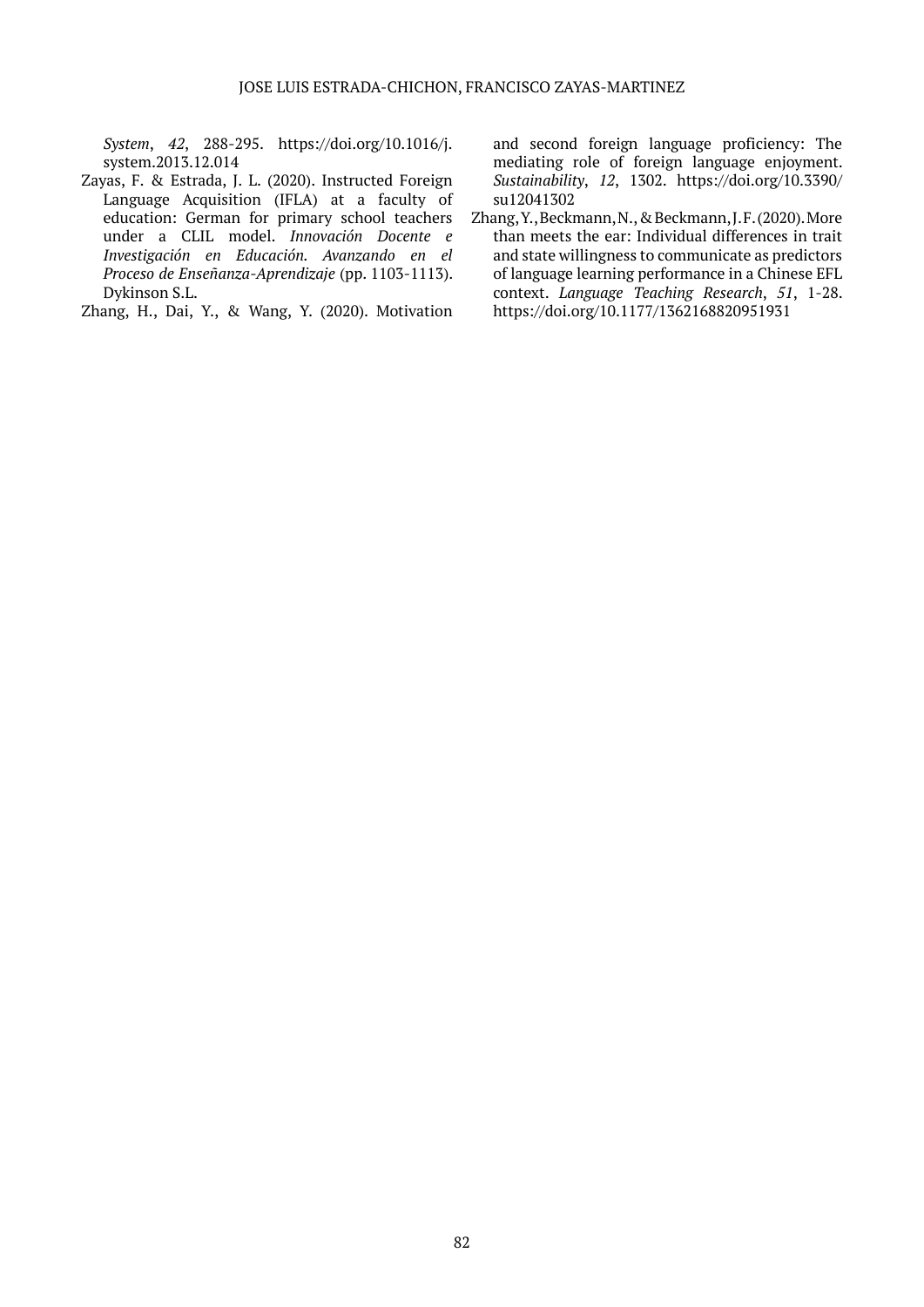*System*, *42*, 288-295. https://doi.org/10.1016/j.system.2013.12.014

Zayas, F. & Estrada, J. L. (2020). Instructed Foreign Language Acquisition (IFLA) at a faculty of education: German for primary school teachers under a CLIL model. *Innovación Docente e Investigación en Educación. Avanzando en el Proceso de Enseñanza-Aprendizaje* (pp. 1103-1113). Dykinson S.L.

Zhang, H., Dai, Y., & Wang, Y. (2020). Motivation and second foreign language proficiency: The mediating role of foreign language enjoyment. *Sustainability*, *12*, 1302. https://doi.org/10.3390/su12041302

Zhang, Y., Beckmann, N., & Beckmann, J. F. (2020). More than meets the ear: Individual differences in trait and state willingness to communicate as predictors of language learning performance in a Chinese EFL context. *Language Teaching Research*, *51*, 1-28. https://doi.org/10.1177/1362168820951931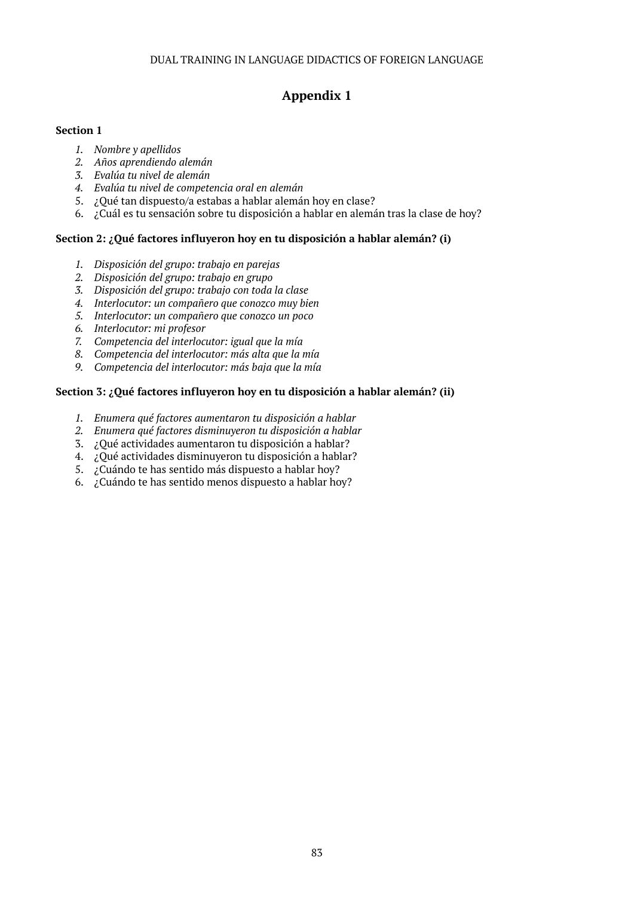# Appendix 1

**Section 1**

1. *Nombre y apellidos*
2. *Años aprendiendo alemán*
3. *Evalúa tu nivel de alemán*
4. *Evalúa tu nivel de competencia oral en alemán*
5. ¿Qué tan dispuesto/a estabas a hablar alemán hoy en clase?
6. ¿Cuál es tu sensación sobre tu disposición a hablar en alemán tras la clase de hoy?

**Section 2: ¿Qué factores influyeron hoy en tu disposición a hablar alemán? (i)**

1. *Disposición del grupo: trabajo en parejas*
2. *Disposición del grupo: trabajo en grupo*
3. *Disposición del grupo: trabajo con toda la clase*
4. *Interlocutor: un compañero que conozco muy bien*
5. *Interlocutor: un compañero que conozco un poco*
6. *Interlocutor: mi profesor*
7. *Competencia del interlocutor: igual que la mía*
8. *Competencia del interlocutor: más alta que la mía*
9. *Competencia del interlocutor: más baja que la mía*

**Section 3: ¿Qué factores influyeron hoy en tu disposición a hablar alemán? (ii)**

1. *Enumera qué factores aumentaron tu disposición a hablar*
2. *Enumera qué factores disminuyeron tu disposición a hablar*
3. ¿Qué actividades aumentaron tu disposición a hablar?
4. ¿Qué actividades disminuyeron tu disposición a hablar?
5. ¿Cuándo te has sentido más dispuesto a hablar hoy?
6. ¿Cuándo te has sentido menos dispuesto a hablar hoy?